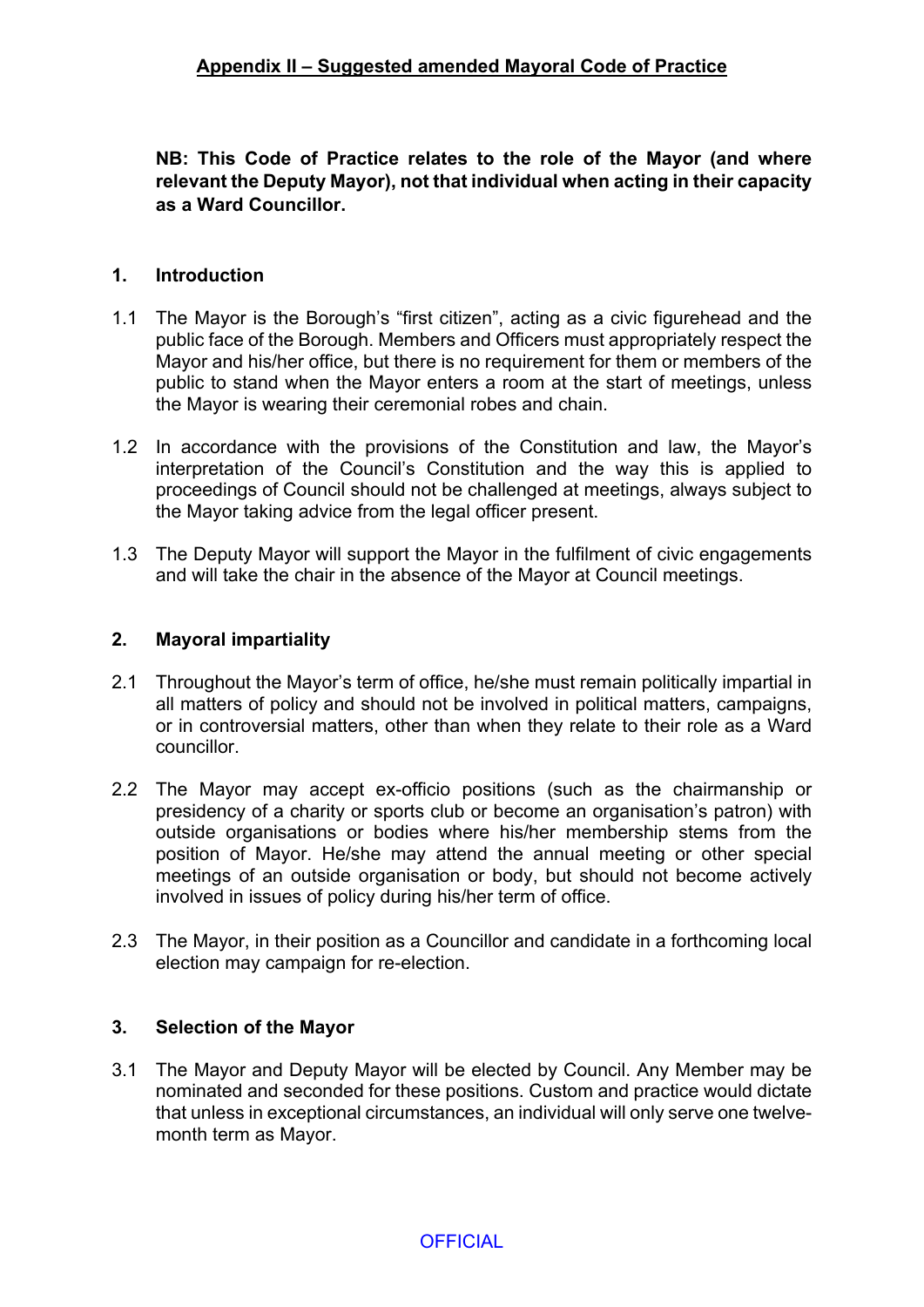## Appendix II – Suggested amended Mayoral Code of Practice

**NB: This Code of Practice relates to the role of the Mayor (and where relevant the Deputy Mayor), not that individual when acting in their capacity as a Ward Councillor.**

### 1. Introduction

1.1 The Mayor is the Borough's "first citizen", acting as a civic figurehead and the public face of the Borough. Members and Officers must appropriately respect the Mayor and his/her office, but there is no requirement for them or members of the public to stand when the Mayor enters a room at the start of meetings, unless the Mayor is wearing their ceremonial robes and chain.

1.2 In accordance with the provisions of the Constitution and law, the Mayor's interpretation of the Council's Constitution and the way this is applied to proceedings of Council should not be challenged at meetings, always subject to the Mayor taking advice from the legal officer present.

1.3 The Deputy Mayor will support the Mayor in the fulfilment of civic engagements and will take the chair in the absence of the Mayor at Council meetings.

### 2. Mayoral impartiality

2.1 Throughout the Mayor's term of office, he/she must remain politically impartial in all matters of policy and should not be involved in political matters, campaigns, or in controversial matters, other than when they relate to their role as a Ward councillor.

2.2 The Mayor may accept ex-officio positions (such as the chairmanship or presidency of a charity or sports club or become an organisation's patron) with outside organisations or bodies where his/her membership stems from the position of Mayor. He/she may attend the annual meeting or other special meetings of an outside organisation or body, but should not become actively involved in issues of policy during his/her term of office.

2.3 The Mayor, in their position as a Councillor and candidate in a forthcoming local election may campaign for re-election.

### 3. Selection of the Mayor

3.1 The Mayor and Deputy Mayor will be elected by Council. Any Member may be nominated and seconded for these positions. Custom and practice would dictate that unless in exceptional circumstances, an individual will only serve one twelve-month term as Mayor.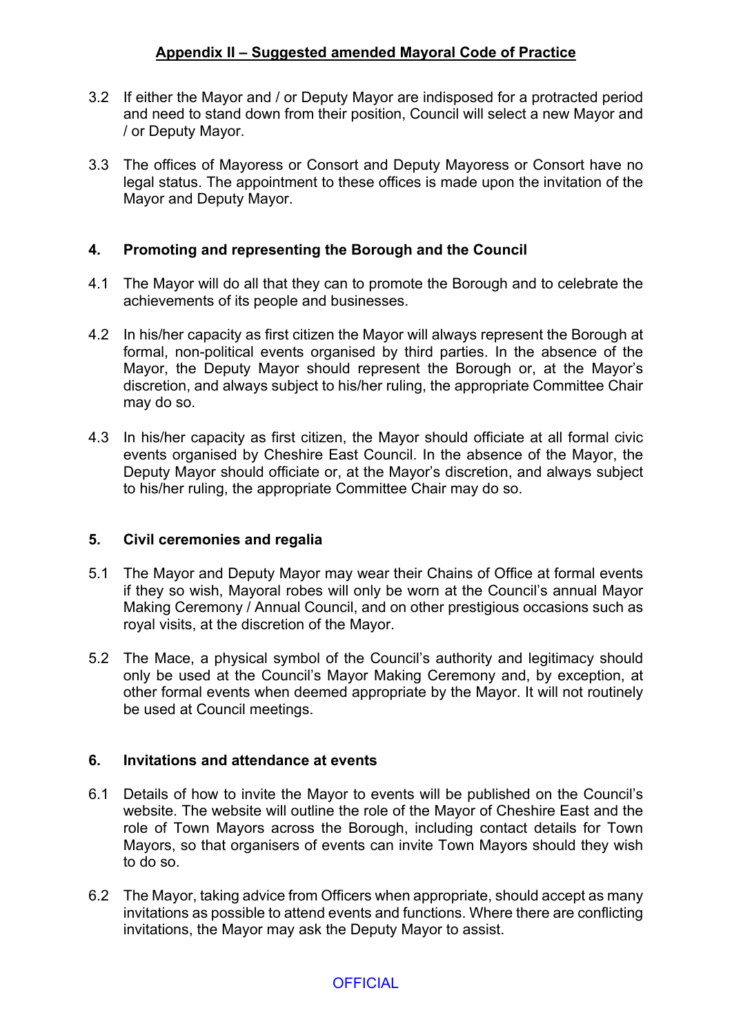## Appendix II – Suggested amended Mayoral Code of Practice

3.2 If either the Mayor and / or Deputy Mayor are indisposed for a protracted period and need to stand down from their position, Council will select a new Mayor and / or Deputy Mayor.

3.3 The offices of Mayoress or Consort and Deputy Mayoress or Consort have no legal status. The appointment to these offices is made upon the invitation of the Mayor and Deputy Mayor.

### 4. Promoting and representing the Borough and the Council

4.1 The Mayor will do all that they can to promote the Borough and to celebrate the achievements of its people and businesses.

4.2 In his/her capacity as first citizen the Mayor will always represent the Borough at formal, non-political events organised by third parties. In the absence of the Mayor, the Deputy Mayor should represent the Borough or, at the Mayor's discretion, and always subject to his/her ruling, the appropriate Committee Chair may do so.

4.3 In his/her capacity as first citizen, the Mayor should officiate at all formal civic events organised by Cheshire East Council. In the absence of the Mayor, the Deputy Mayor should officiate or, at the Mayor's discretion, and always subject to his/her ruling, the appropriate Committee Chair may do so.

### 5. Civil ceremonies and regalia

5.1 The Mayor and Deputy Mayor may wear their Chains of Office at formal events if they so wish, Mayoral robes will only be worn at the Council's annual Mayor Making Ceremony / Annual Council, and on other prestigious occasions such as royal visits, at the discretion of the Mayor.

5.2 The Mace, a physical symbol of the Council's authority and legitimacy should only be used at the Council's Mayor Making Ceremony and, by exception, at other formal events when deemed appropriate by the Mayor. It will not routinely be used at Council meetings.

### 6. Invitations and attendance at events

6.1 Details of how to invite the Mayor to events will be published on the Council's website. The website will outline the role of the Mayor of Cheshire East and the role of Town Mayors across the Borough, including contact details for Town Mayors, so that organisers of events can invite Town Mayors should they wish to do so.

6.2 The Mayor, taking advice from Officers when appropriate, should accept as many invitations as possible to attend events and functions. Where there are conflicting invitations, the Mayor may ask the Deputy Mayor to assist.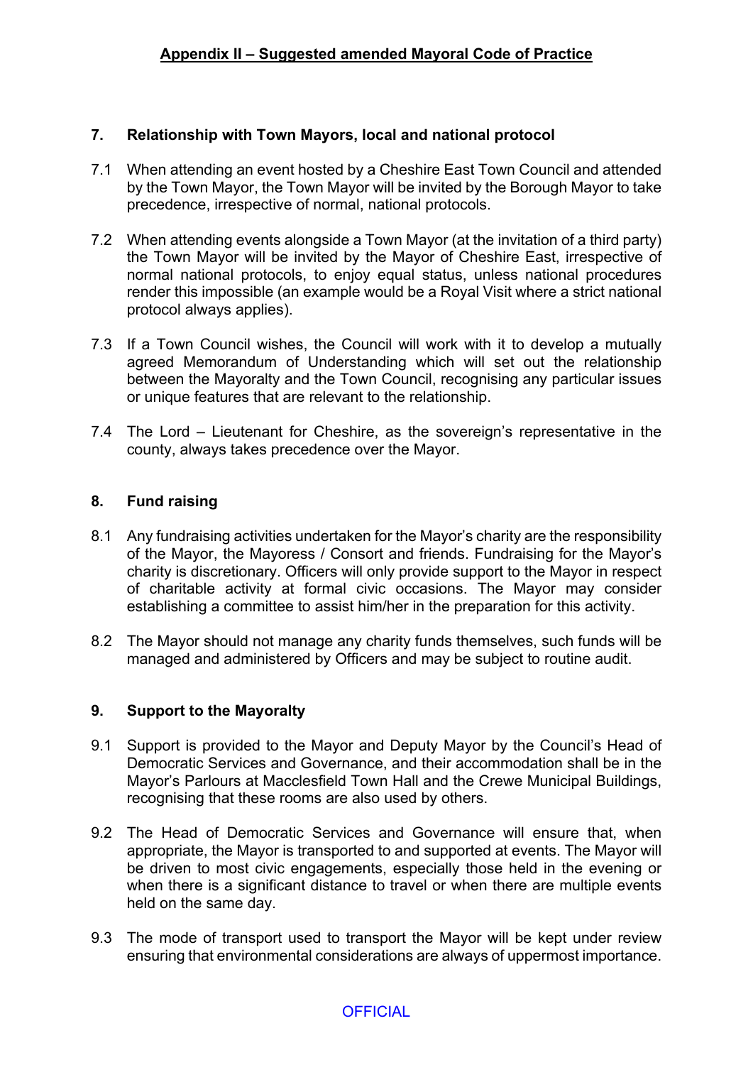## Appendix II – Suggested amended Mayoral Code of Practice

### 7. Relationship with Town Mayors, local and national protocol

7.1 When attending an event hosted by a Cheshire East Town Council and attended by the Town Mayor, the Town Mayor will be invited by the Borough Mayor to take precedence, irrespective of normal, national protocols.

7.2 When attending events alongside a Town Mayor (at the invitation of a third party) the Town Mayor will be invited by the Mayor of Cheshire East, irrespective of normal national protocols, to enjoy equal status, unless national procedures render this impossible (an example would be a Royal Visit where a strict national protocol always applies).

7.3 If a Town Council wishes, the Council will work with it to develop a mutually agreed Memorandum of Understanding which will set out the relationship between the Mayoralty and the Town Council, recognising any particular issues or unique features that are relevant to the relationship.

7.4 The Lord – Lieutenant for Cheshire, as the sovereign's representative in the county, always takes precedence over the Mayor.

### 8. Fund raising

8.1 Any fundraising activities undertaken for the Mayor's charity are the responsibility of the Mayor, the Mayoress / Consort and friends. Fundraising for the Mayor's charity is discretionary. Officers will only provide support to the Mayor in respect of charitable activity at formal civic occasions. The Mayor may consider establishing a committee to assist him/her in the preparation for this activity.

8.2 The Mayor should not manage any charity funds themselves, such funds will be managed and administered by Officers and may be subject to routine audit.

### 9. Support to the Mayoralty

9.1 Support is provided to the Mayor and Deputy Mayor by the Council's Head of Democratic Services and Governance, and their accommodation shall be in the Mayor's Parlours at Macclesfield Town Hall and the Crewe Municipal Buildings, recognising that these rooms are also used by others.

9.2 The Head of Democratic Services and Governance will ensure that, when appropriate, the Mayor is transported to and supported at events. The Mayor will be driven to most civic engagements, especially those held in the evening or when there is a significant distance to travel or when there are multiple events held on the same day.

9.3 The mode of transport used to transport the Mayor will be kept under review ensuring that environmental considerations are always of uppermost importance.

OFFICIAL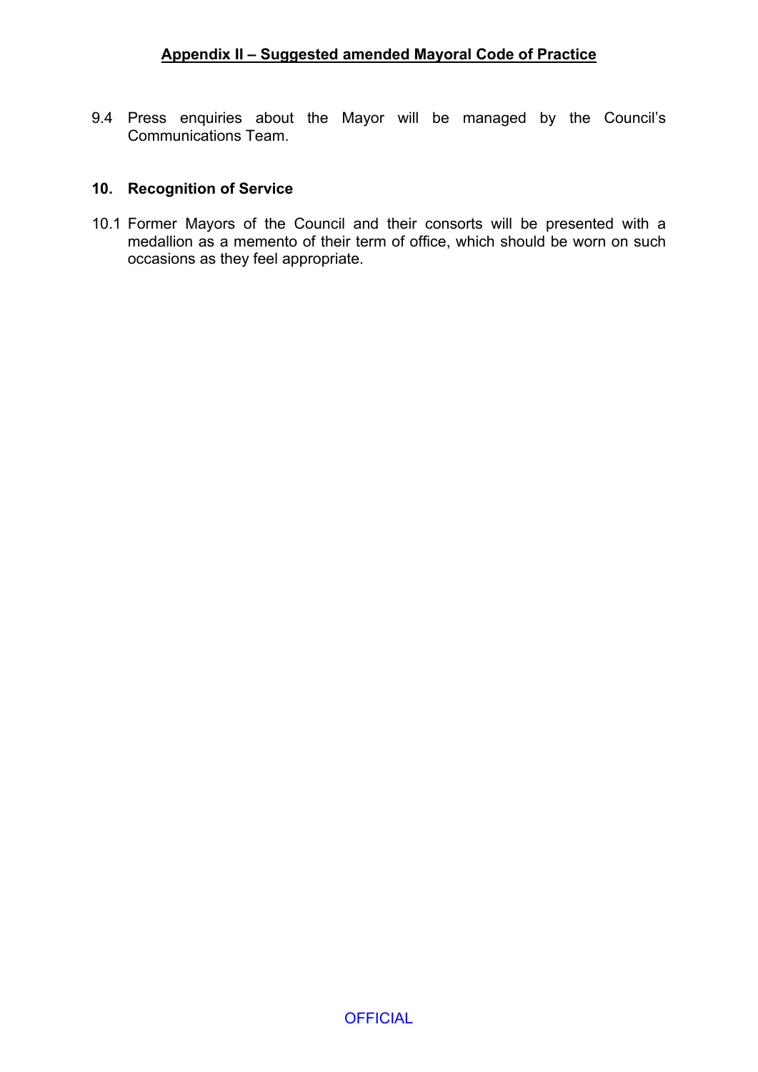9.4 Press enquiries about the Mayor will be managed by the Council's Communications Team.

## 10. Recognition of Service

10.1 Former Mayors of the Council and their consorts will be presented with a medallion as a memento of their term of office, which should be worn on such occasions as they feel appropriate.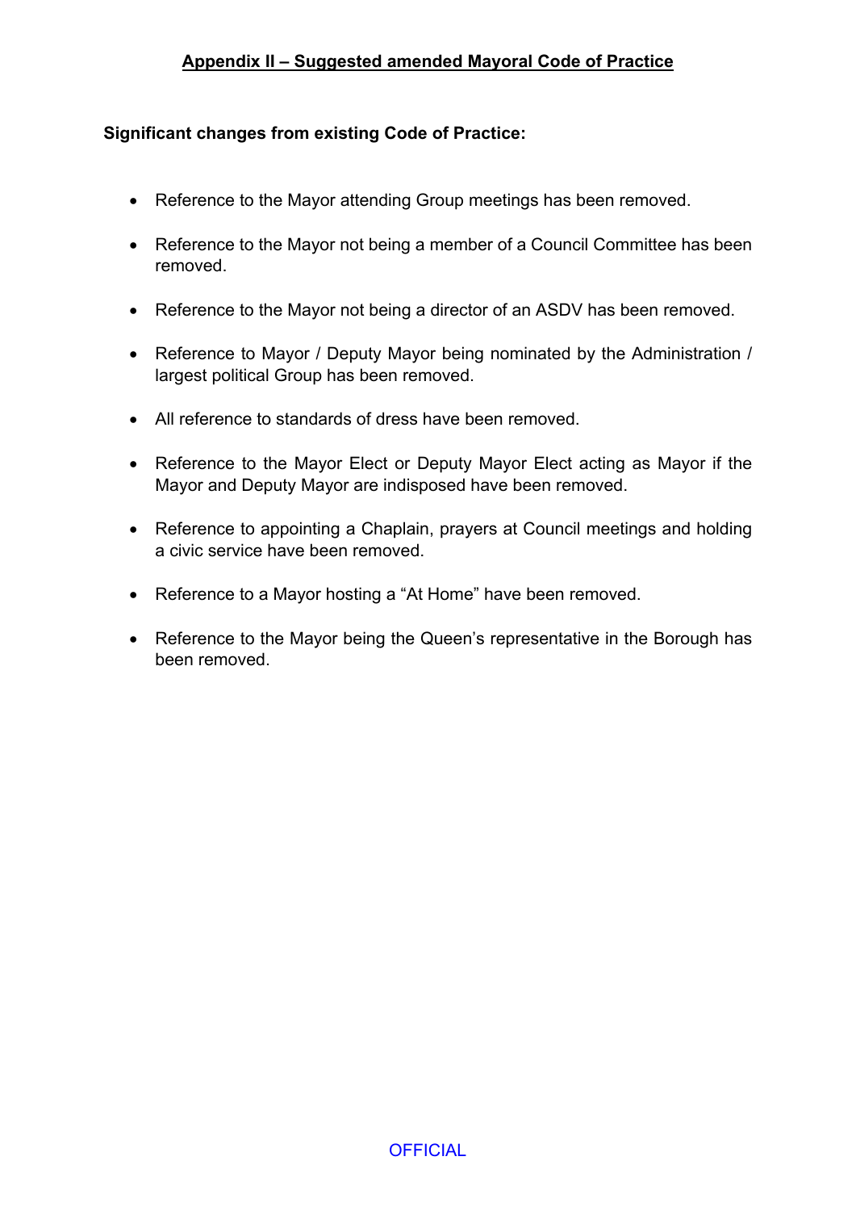## Appendix II – Suggested amended Mayoral Code of Practice

**Significant changes from existing Code of Practice:**

- Reference to the Mayor attending Group meetings has been removed.
- Reference to the Mayor not being a member of a Council Committee has been removed.
- Reference to the Mayor not being a director of an ASDV has been removed.
- Reference to Mayor / Deputy Mayor being nominated by the Administration / largest political Group has been removed.
- All reference to standards of dress have been removed.
- Reference to the Mayor Elect or Deputy Mayor Elect acting as Mayor if the Mayor and Deputy Mayor are indisposed have been removed.
- Reference to appointing a Chaplain, prayers at Council meetings and holding a civic service have been removed.
- Reference to a Mayor hosting a "At Home" have been removed.
- Reference to the Mayor being the Queen's representative in the Borough has been removed.

OFFICIAL